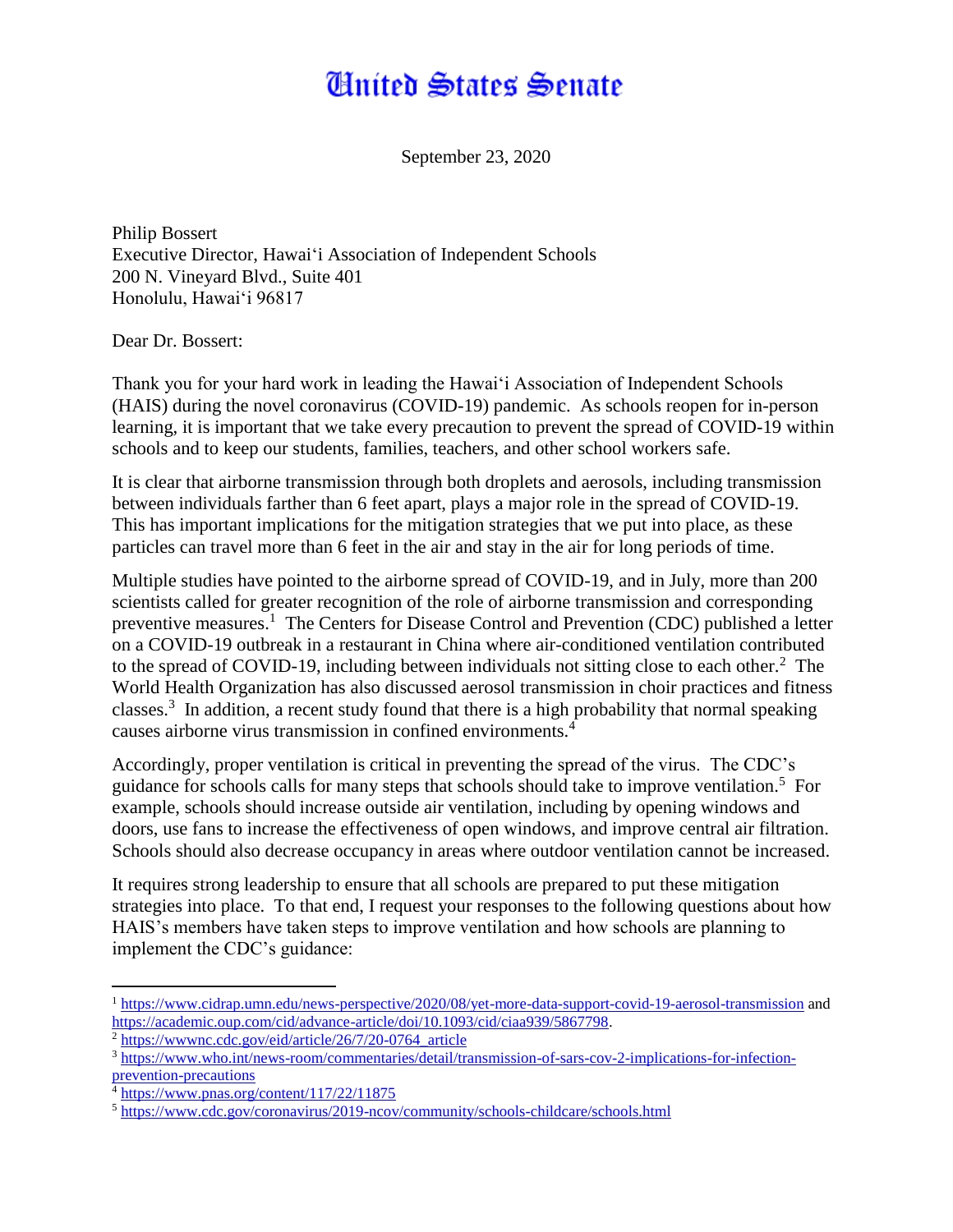# United States Senate

September 23, 2020

Philip Bossert
Executive Director, Hawai'i Association of Independent Schools
200 N. Vineyard Blvd., Suite 401
Honolulu, Hawai'i 96817

Dear Dr. Bossert:

Thank you for your hard work in leading the Hawai'i Association of Independent Schools (HAIS) during the novel coronavirus (COVID-19) pandemic. As schools reopen for in-person learning, it is important that we take every precaution to prevent the spread of COVID-19 within schools and to keep our students, families, teachers, and other school workers safe.

It is clear that airborne transmission through both droplets and aerosols, including transmission between individuals farther than 6 feet apart, plays a major role in the spread of COVID-19. This has important implications for the mitigation strategies that we put into place, as these particles can travel more than 6 feet in the air and stay in the air for long periods of time.

Multiple studies have pointed to the airborne spread of COVID-19, and in July, more than 200 scientists called for greater recognition of the role of airborne transmission and corresponding preventive measures.[1] The Centers for Disease Control and Prevention (CDC) published a letter on a COVID-19 outbreak in a restaurant in China where air-conditioned ventilation contributed to the spread of COVID-19, including between individuals not sitting close to each other.[2] The World Health Organization has also discussed aerosol transmission in choir practices and fitness classes.[3] In addition, a recent study found that there is a high probability that normal speaking causes airborne virus transmission in confined environments.[4]

Accordingly, proper ventilation is critical in preventing the spread of the virus. The CDC's guidance for schools calls for many steps that schools should take to improve ventilation.[5] For example, schools should increase outside air ventilation, including by opening windows and doors, use fans to increase the effectiveness of open windows, and improve central air filtration. Schools should also decrease occupancy in areas where outdoor ventilation cannot be increased.

It requires strong leadership to ensure that all schools are prepared to put these mitigation strategies into place. To that end, I request your responses to the following questions about how HAIS's members have taken steps to improve ventilation and how schools are planning to implement the CDC's guidance:

---

[1] https://www.cidrap.umn.edu/news-perspective/2020/08/yet-more-data-support-covid-19-aerosol-transmission and https://academic.oup.com/cid/advance-article/doi/10.1093/cid/ciaa939/5867798.

[2] https://wwwnc.cdc.gov/eid/article/26/7/20-0764_article

[3] https://www.who.int/news-room/commentaries/detail/transmission-of-sars-cov-2-implications-for-infection-prevention-precautions

[4] https://www.pnas.org/content/117/22/11875

[5] https://www.cdc.gov/coronavirus/2019-ncov/community/schools-childcare/schools.html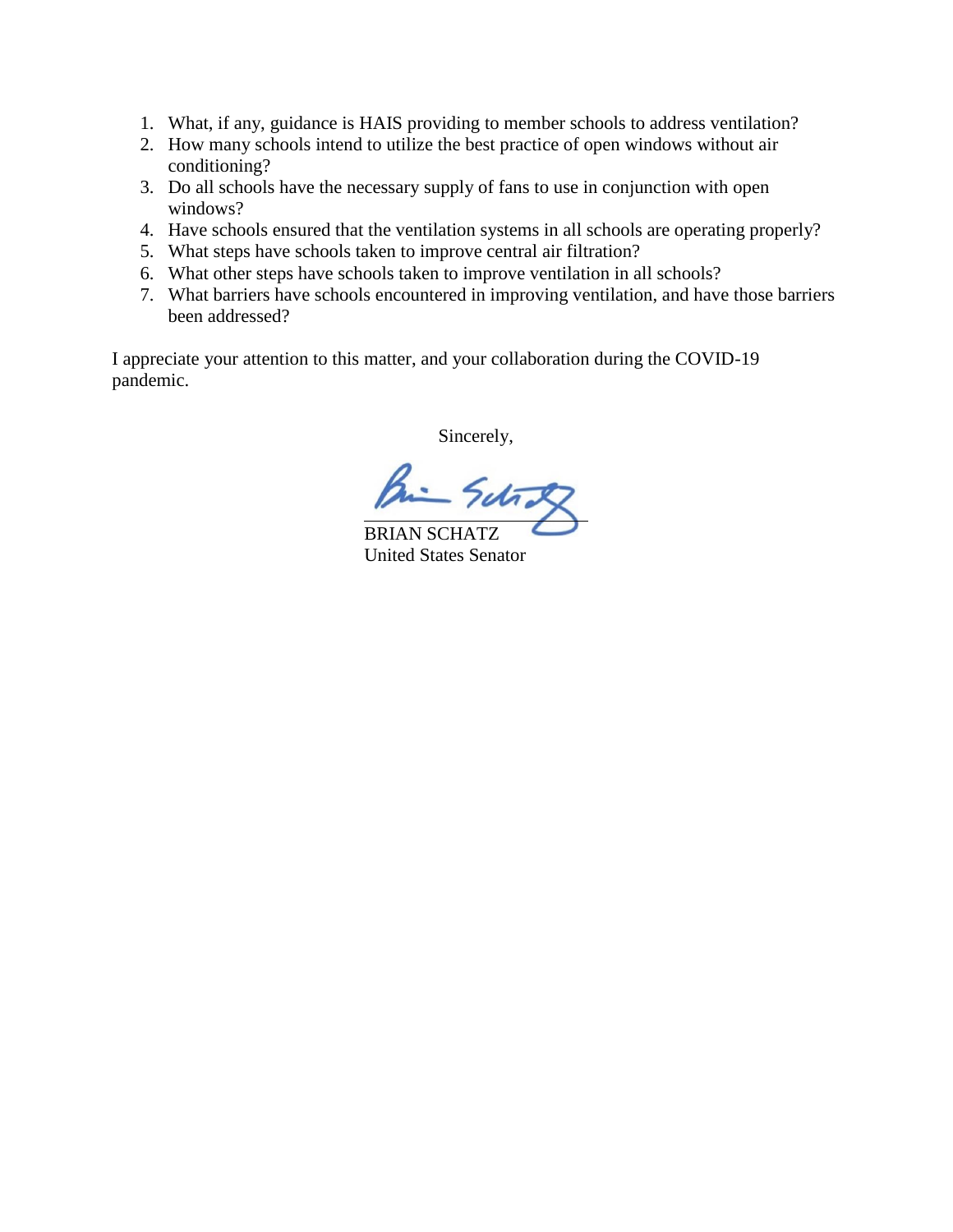1. What, if any, guidance is HAIS providing to member schools to address ventilation?
2. How many schools intend to utilize the best practice of open windows without air conditioning?
3. Do all schools have the necessary supply of fans to use in conjunction with open windows?
4. Have schools ensured that the ventilation systems in all schools are operating properly?
5. What steps have schools taken to improve central air filtration?
6. What other steps have schools taken to improve ventilation in all schools?
7. What barriers have schools encountered in improving ventilation, and have those barriers been addressed?

I appreciate your attention to this matter, and your collaboration during the COVID-19 pandemic.

Sincerely,

BRIAN SCHATZ
United States Senator